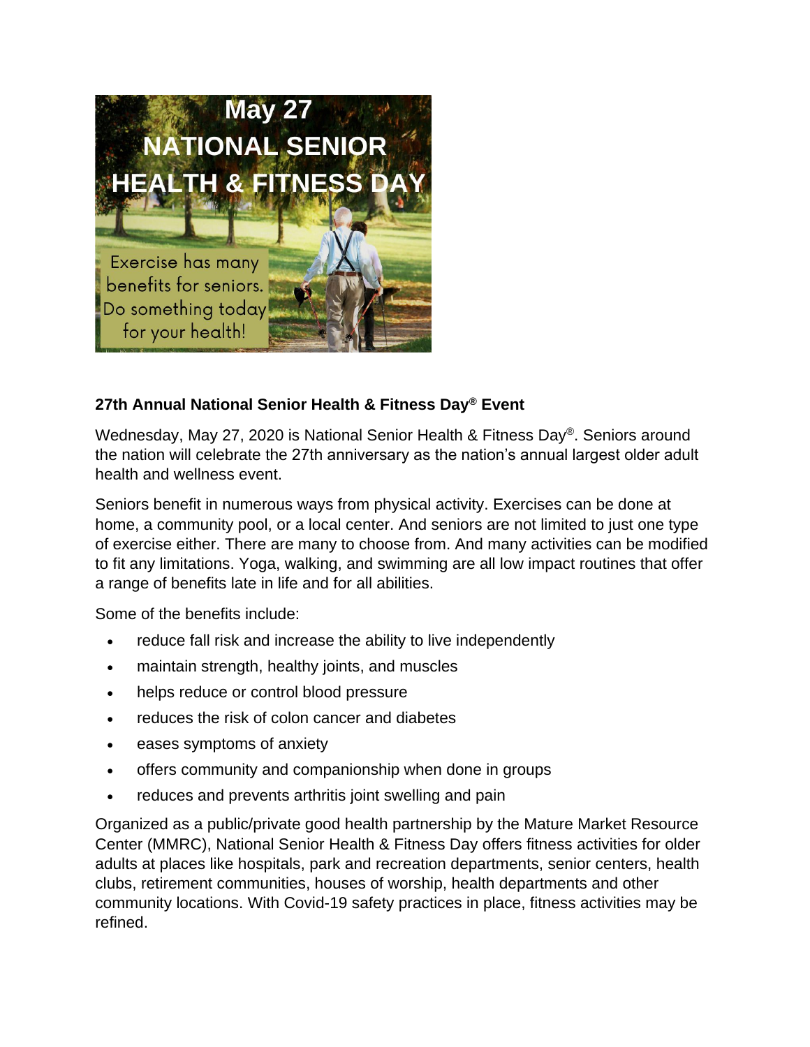## 27th Annual National Senior Health & Fitness Day® Event

Wednesday, May 27, 2020 is National Senior Health & Fitness Day®. Seniors around the nation will celebrate the 27th anniversary as the nation's annual largest older adult health and wellness event.

Seniors benefit in numerous ways from physical activity. Exercises can be done at home, a community pool, or a local center. And seniors are not limited to just one type of exercise either. There are many to choose from. And many activities can be modified to fit any limitations. Yoga, walking, and swimming are all low impact routines that offer a range of benefits late in life and for all abilities.

Some of the benefits include:

- reduce fall risk and increase the ability to live independently
- maintain strength, healthy joints, and muscles
- helps reduce or control blood pressure
- reduces the risk of colon cancer and diabetes
- eases symptoms of anxiety
- offers community and companionship when done in groups
- reduces and prevents arthritis joint swelling and pain

Organized as a public/private good health partnership by the Mature Market Resource Center (MMRC), National Senior Health & Fitness Day offers fitness activities for older adults at places like hospitals, park and recreation departments, senior centers, health clubs, retirement communities, houses of worship, health departments and other community locations. With Covid-19 safety practices in place, fitness activities may be refined.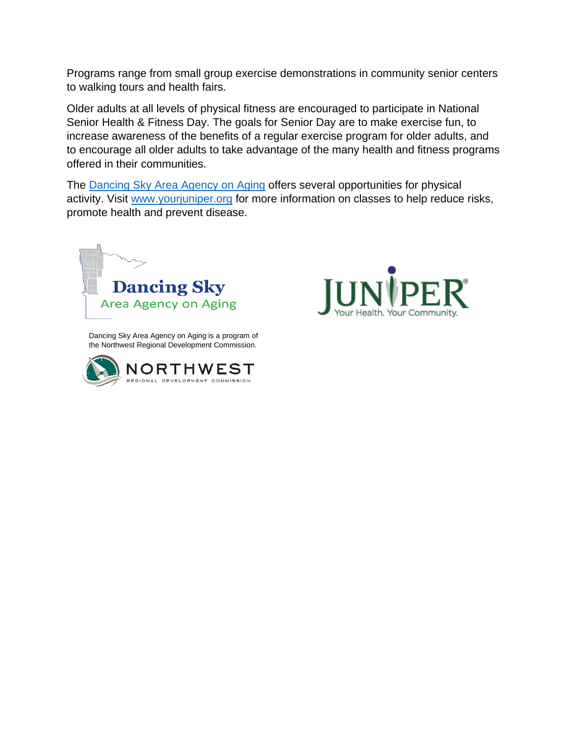Programs range from small group exercise demonstrations in community senior centers to walking tours and health fairs.

Older adults at all levels of physical fitness are encouraged to participate in National Senior Health & Fitness Day. The goals for Senior Day are to make exercise fun, to increase awareness of the benefits of a regular exercise program for older adults, and to encourage all older adults to take advantage of the many health and fitness programs offered in their communities.

The [Dancing Sky Area Agency on Aging](#) offers several opportunities for physical activity. Visit [www.yourjuniper.org](http://www.yourjuniper.org) for more information on classes to help reduce risks, promote health and prevent disease.

Dancing Sky Area Agency on Aging is a program of the Northwest Regional Development Commission.